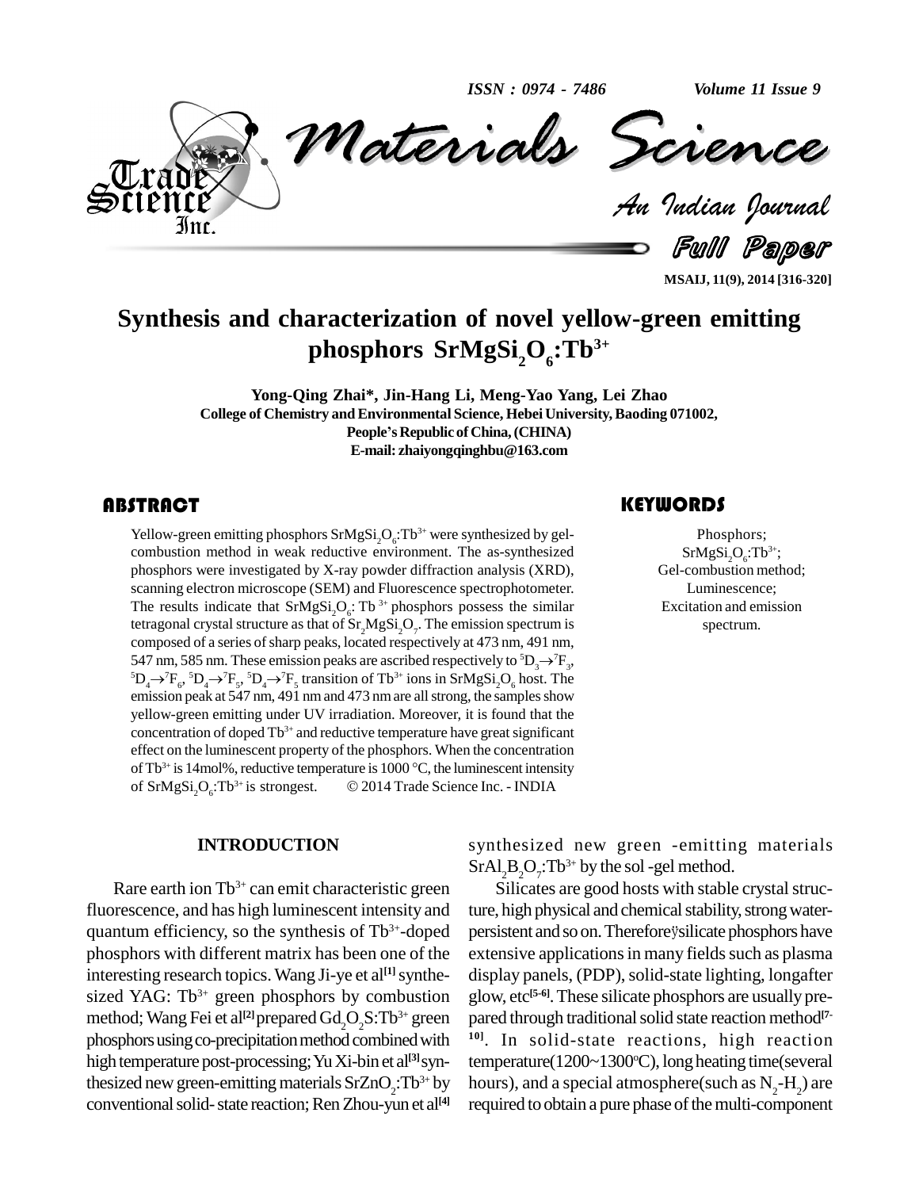# Synthesis and characterization of novel yellow-green emitting phosphors $SrMgSi_2O_6$:$Tb^{3+}$

**Yong-Qing Zhai*, Jin-Hang Li, Meng-Yao Yang, Lei Zhao**

**College of Chemistry and Environmental Science, Hebei University, Baoding 071002, People's Republic of China, (CHINA)**

**E-mail: zhaiyongqinghbu@163.com**

## ABSTRACT

Yellow-green emitting phosphors $SrMgSi_2O_6$:$Tb^{3+}$ were synthesized by gel-combustion method in weak reductive environment. The as-synthesized phosphors were investigated by X-ray powder diffraction analysis (XRD), scanning electron microscope (SEM) and Fluorescence spectrophotometer. The results indicate that $SrMgSi_2O_6$: $Tb^{3+}$ phosphors possess the similar tetragonal crystal structure as that of $Sr_2MgSi_2O_7$. The emission spectrum is composed of a series of sharp peaks, located respectively at 473 nm, 491 nm, 547 nm, 585 nm. These emission peaks are ascribed respectively to $^5D_3\rightarrow{}^7F_3$, $^5D_4\rightarrow{}^7F_6$, $^5D_4\rightarrow{}^7F_5$, $^5D_4\rightarrow{}^7F_5$ transition of $Tb^{3+}$ ions in $SrMgSi_2O_6$ host. The emission peak at 547 nm, 491 nm and 473 nm are all strong, the samples show yellow-green emitting under UV irradiation. Moreover, it is found that the concentration of doped $Tb^{3+}$ and reductive temperature have great significant effect on the luminescent property of the phosphors. When the concentration of $Tb^{3+}$ is 14mol%, reductive temperature is 1000 °C, the luminescent intensity of $SrMgSi_2O_6$:$Tb^{3+}$ is strongest. © 2014 Trade Science Inc. - INDIA

## KEYWORDS

Phosphors;
$SrMgSi_2O_6$:$Tb^{3+}$;
Gel-combustion method;
Luminescence;
Excitation and emission spectrum.

## INTRODUCTION

Rare earth ion $Tb^{3+}$ can emit characteristic green fluorescence, and has high luminescent intensity and quantum efficiency, so the synthesis of $Tb^{3+}$-doped phosphors with different matrix has been one of the interesting research topics. Wang Ji-ye et al[1] synthesized YAG: $Tb^{3+}$ green phosphors by combustion method; Wang Fei et al[2] prepared $Gd_2O_2S$:$Tb^{3+}$ green phosphors using co-precipitation method combined with high temperature post-processing; Yu Xi-bin et al[3] synthesized new green-emitting materials $SrZnO_2$:$Tb^{3+}$ by conventional solid- state reaction; Ren Zhou-yun et al[4] synthesized new green -emitting materials $SrAl_2B_2O_7$:$Tb^{3+}$ by the sol -gel method.

Silicates are good hosts with stable crystal structure, high physical and chemical stability, strong water-persistent and so on. Therefore,silicate phosphors have extensive applications in many fields such as plasma display panels, (PDP), solid-state lighting, longafter glow, etc[5-6]. These silicate phosphors are usually prepared through traditional solid state reaction method[7-10]. In solid-state reactions, high reaction temperature(1200~1300°C), long heating time(several hours), and a special atmosphere(such as $N_2$-$H_2$) are required to obtain a pure phase of the multi-component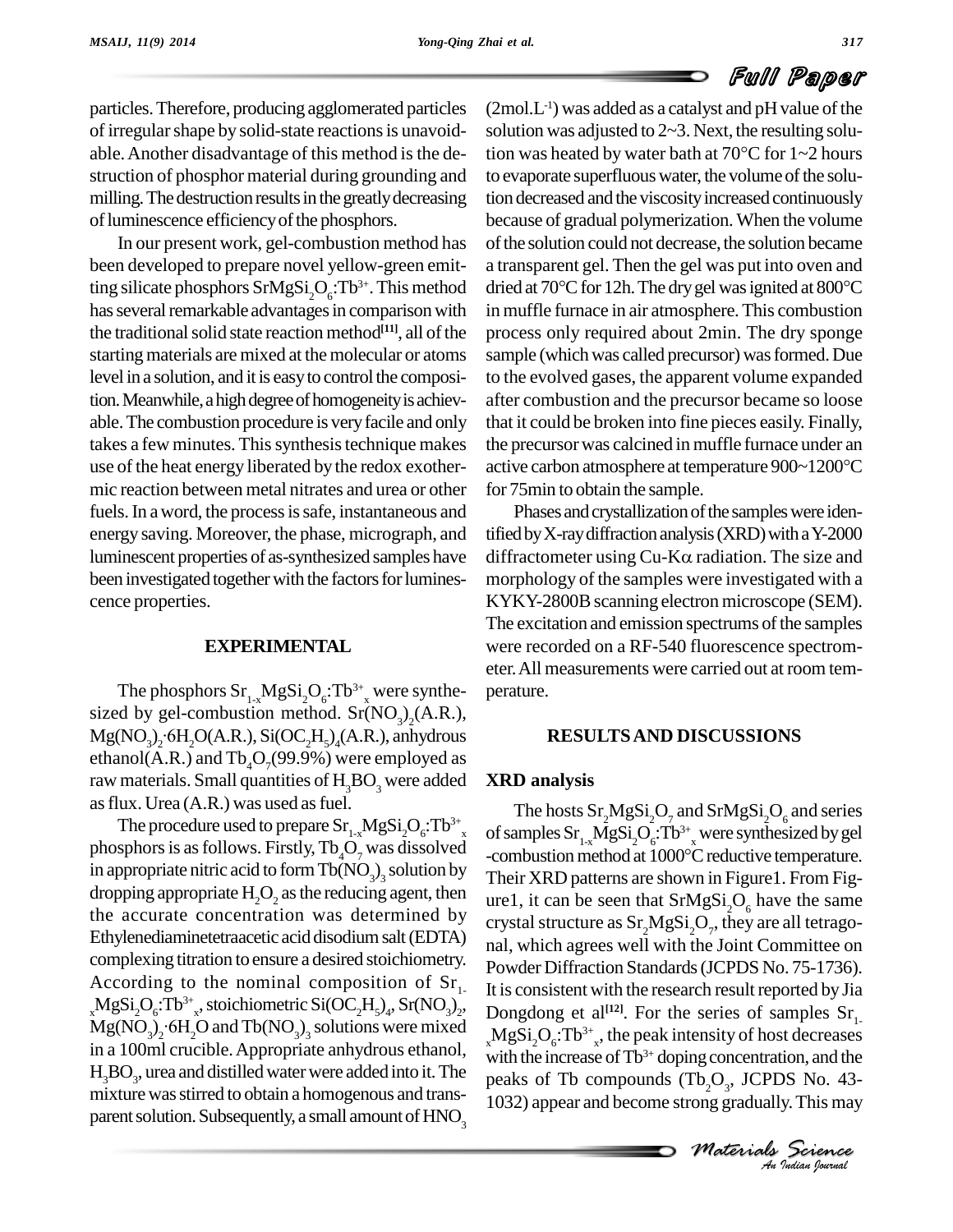particles. Therefore, producing agglomerated particles of irregular shape by solid-state reactions is unavoidable. Another disadvantage of this method is the destruction of phosphor material during grounding and milling. The destruction results in the greatly decreasing of luminescence efficiency of the phosphors.

In our present work, gel-combustion method has been developed to prepare novel yellow-green emitting silicate phosphors $SrMgSi_2O_6$:$Tb^{3+}$. This method has several remarkable advantages in comparison with the traditional solid state reaction method[11], all of the starting materials are mixed at the molecular or atoms level in a solution, and it is easy to control the composition. Meanwhile, a high degree of homogeneity is achievable. The combustion procedure is very facile and only takes a few minutes. This synthesis technique makes use of the heat energy liberated by the redox exothermic reaction between metal nitrates and urea or other fuels. In a word, the process is safe, instantaneous and energy saving. Moreover, the phase, micrograph, and luminescent properties of as-synthesized samples have been investigated together with the factors for luminescence properties.

## EXPERIMENTAL

The phosphors $Sr_{1-x}MgSi_2O_6$:$Tb^{3+}_x$ were synthesized by gel-combustion method. $Sr(NO_3)_2$(A.R.), $Mg(NO_3)_2 \cdot 6H_2O$(A.R.), $Si(OC_2H_5)_4$(A.R.), anhydrous ethanol(A.R.) and $Tb_4O_7$(99.9%) were employed as raw materials. Small quantities of $H_3BO_3$ were added as flux. Urea (A.R.) was used as fuel.

The procedure used to prepare $Sr_{1-x}MgSi_2O_6$:$Tb^{3+}_x$ phosphors is as follows. Firstly, $Tb_4O_7$ was dissolved in appropriate nitric acid to form $Tb(NO_3)_3$ solution by dropping appropriate $H_2O_2$ as the reducing agent, then the accurate concentration was determined by Ethylenediaminetetraacetic acid disodium salt (EDTA) complexing titration to ensure a desired stoichiometry. According to the nominal composition of $Sr_{1-x}MgSi_2O_6$:$Tb^{3+}_x$, stoichiometric $Si(OC_2H_5)_4$, $Sr(NO_3)_2$, $Mg(NO_3)_2 \cdot 6H_2O$ and $Tb(NO_3)_3$ solutions were mixed in a 100ml crucible. Appropriate anhydrous ethanol, $H_3BO_3$, urea and distilled water were added into it. The mixture was stirred to obtain a homogenous and transparent solution. Subsequently, a small amount of $HNO_3$ (2mol.L$^{-1}$) was added as a catalyst and pH value of the solution was adjusted to 2~3. Next, the resulting solution was heated by water bath at 70°C for 1~2 hours to evaporate superfluous water, the volume of the solution decreased and the viscosity increased continuously because of gradual polymerization. When the volume of the solution could not decrease, the solution became a transparent gel. Then the gel was put into oven and dried at 70°C for 12h. The dry gel was ignited at 800°C in muffle furnace in air atmosphere. This combustion process only required about 2min. The dry sponge sample (which was called precursor) was formed. Due to the evolved gases, the apparent volume expanded after combustion and the precursor became so loose that it could be broken into fine pieces easily. Finally, the precursor was calcined in muffle furnace under an active carbon atmosphere at temperature 900~1200°C for 75min to obtain the sample.

Phases and crystallization of the samples were identified by X-ray diffraction analysis (XRD) with a Y-2000 diffractometer using Cu-K$\alpha$ radiation. The size and morphology of the samples were investigated with a KYKY-2800B scanning electron microscope (SEM). The excitation and emission spectrums of the samples were recorded on a RF-540 fluorescence spectrometer. All measurements were carried out at room temperature.

## RESULTS AND DISCUSSIONS

### XRD analysis

The hosts $Sr_2MgSi_2O_7$ and $SrMgSi_2O_6$ and series of samples $Sr_{1-x}MgSi_2O_6$:$Tb^{3+}_x$ were synthesized by gel-combustion method at 1000°C reductive temperature. Their XRD patterns are shown in Figure1. From Figure1, it can be seen that $SrMgSi_2O_6$ have the same crystal structure as $Sr_2MgSi_2O_7$, they are all tetragonal, which agrees well with the Joint Committee on Powder Diffraction Standards (JCPDS No. 75-1736). It is consistent with the research result reported by Jia Dongdong et al[12]. For the series of samples $Sr_{1-x}MgSi_2O_6$:$Tb^{3+}_x$, the peak intensity of host decreases with the increase of $Tb^{3+}$ doping concentration, and the peaks of Tb compounds ($Tb_2O_3$, JCPDS No. 43-1032) appear and become strong gradually. This may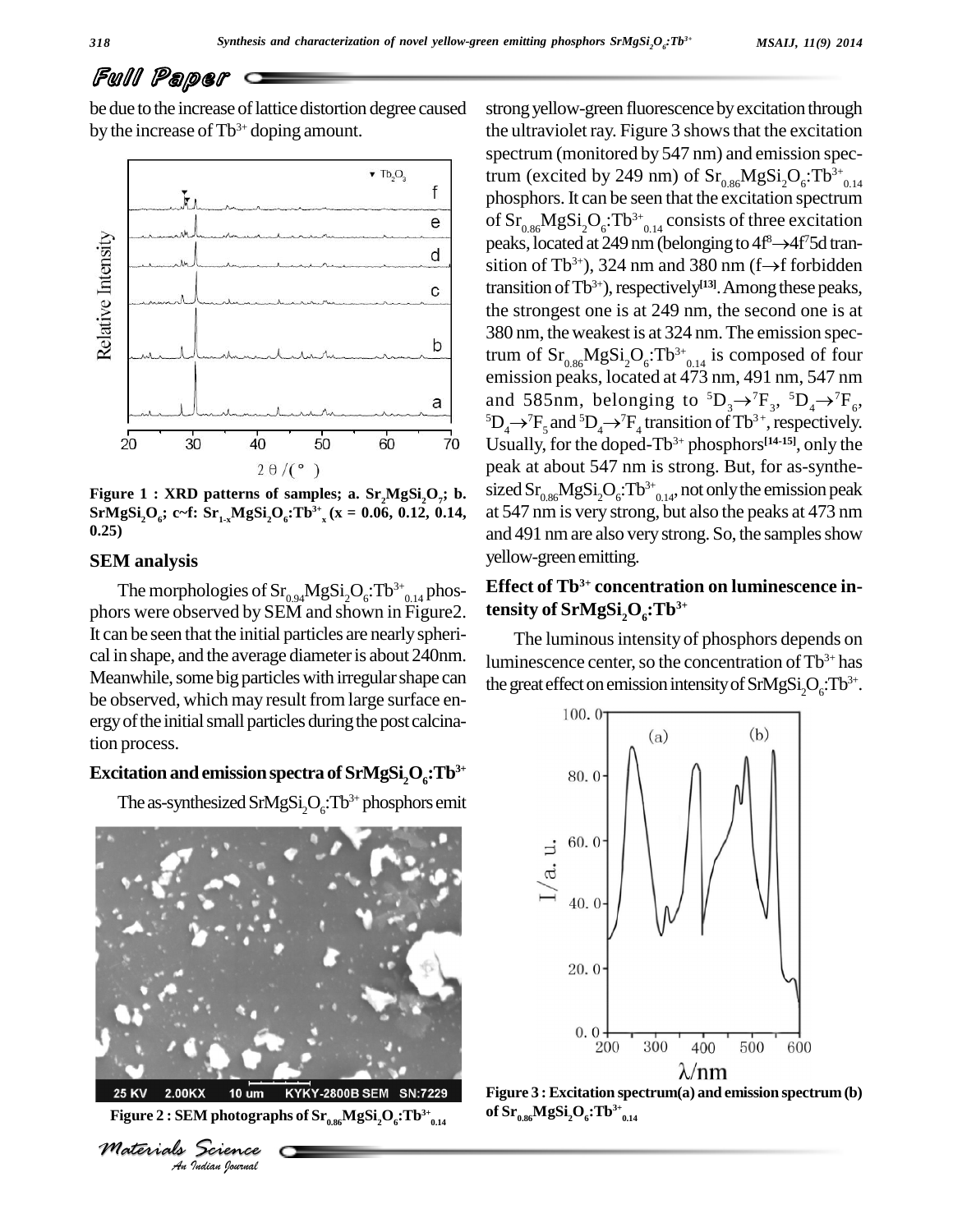be due to the increase of lattice distortion degree caused by the increase of $Tb^{3+}$ doping amount.

**Figure 1 : XRD patterns of samples; a. $Sr_2MgSi_2O_7$; b. $SrMgSi_2O_6$; c~f: $Sr_{1-x}MgSi_2O_6$:$Tb^{3+}_x$ (x = 0.06, 0.12, 0.14, 0.25)**

## SEM analysis

The morphologies of $Sr_{0.94}MgSi_2O_6$:$Tb^{3+}_{0.14}$ phosphors were observed by SEM and shown in Figure2. It can be seen that the initial particles are nearly spherical in shape, and the average diameter is about 240nm. Meanwhile, some big particles with irregular shape can be observed, which may result from large surface energy of the initial small particles during the post calcination process.

## Excitation and emission spectra of $SrMgSi_2O_6$:$Tb^{3+}$

The as-synthesized $SrMgSi_2O_6$:$Tb^{3+}$ phosphors emit

**Figure 2 : SEM photographs of $Sr_{0.86}MgSi_2O_6$:$Tb^{3+}_{0.14}$**

strong yellow-green fluorescence by excitation through the ultraviolet ray. Figure 3 shows that the excitation spectrum (monitored by 547 nm) and emission spectrum (excited by 249 nm) of $Sr_{0.86}MgSi_2O_6$:$Tb^{3+}_{0.14}$ phosphors. It can be seen that the excitation spectrum of $Sr_{0.86}MgSi_2O_6$:$Tb^{3+}_{0.14}$ consists of three excitation peaks, located at 249 nm (belonging to $4f^8 \rightarrow 4f^7 5d$ transition of $Tb^{3+}$), 324 nm and 380 nm (f$\rightarrow$f forbidden transition of $Tb^{3+}$), respectively[13]. Among these peaks, the strongest one is at 249 nm, the second one is at 380 nm, the weakest is at 324 nm. The emission spectrum of $Sr_{0.86}MgSi_2O_6$:$Tb^{3+}_{0.14}$ is composed of four emission peaks, located at 473 nm, 491 nm, 547 nm and 585nm, belonging to $^5D_3 \rightarrow ^7F_3$, $^5D_4 \rightarrow ^7F_6$, $^5D_4 \rightarrow ^7F_5$ and $^5D_4 \rightarrow ^7F_4$ transition of $Tb^{3+}$, respectively. Usually, for the doped-$Tb^{3+}$ phosphors[14-15], only the peak at about 547 nm is strong. But, for as-synthesized $Sr_{0.86}MgSi_2O_6$:$Tb^{3+}_{0.14}$, not only the emission peak at 547 nm is very strong, but also the peaks at 473 nm and 491 nm are also very strong. So, the samples show yellow-green emitting.

## Effect of $Tb^{3+}$ concentration on luminescence intensity of $SrMgSi_2O_6$:$Tb^{3+}$

The luminous intensity of phosphors depends on luminescence center, so the concentration of $Tb^{3+}$ has the great effect on emission intensity of $SrMgSi_2O_6$:$Tb^{3+}$.

**Figure 3 : Excitation spectrum(a) and emission spectrum (b) of $Sr_{0.86}MgSi_2O_6$:$Tb^{3+}_{0.14}$**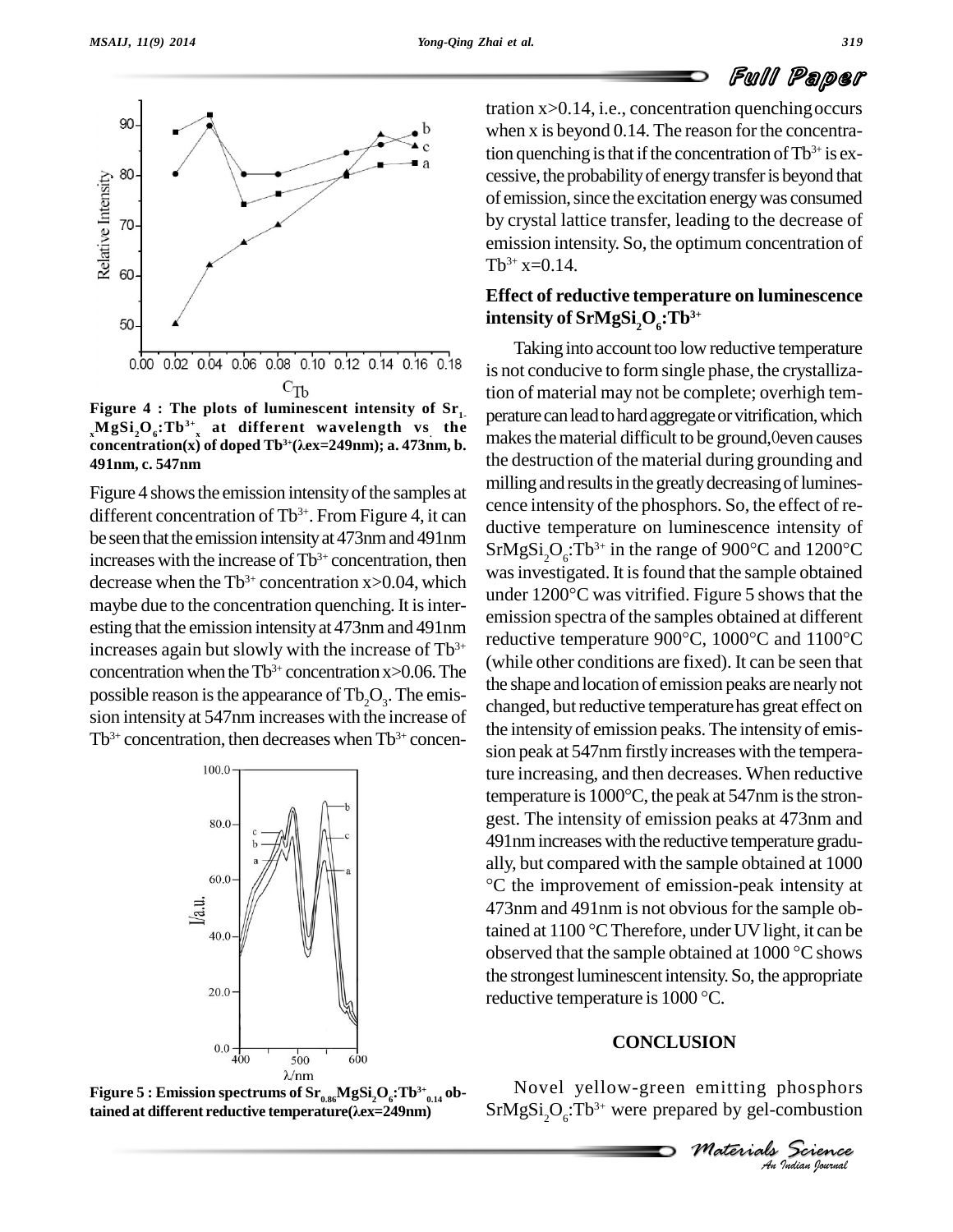Figure 4 : The plots of luminescent intensity of $Sr_{1-x}MgSi_2O_6:Tb^{3+}_x$ at different wavelength vs the concentration(x) of doped $Tb^{3+}$(λex=249nm); a. 473nm, b. 491nm, c. 547nm

Figure 4 shows the emission intensity of the samples at different concentration of $Tb^{3+}$. From Figure 4, it can be seen that the emission intensity at 473nm and 491nm increases with the increase of $Tb^{3+}$ concentration, then decrease when the $Tb^{3+}$ concentration x>0.04, which maybe due to the concentration quenching. It is interesting that the emission intensity at 473nm and 491nm increases again but slowly with the increase of $Tb^{3+}$ concentration when the $Tb^{3+}$ concentration x>0.06. The possible reason is the appearance of $Tb_2O_3$. The emission intensity at 547nm increases with the increase of $Tb^{3+}$ concentration, then decreases when $Tb^{3+}$ concentration x>0.14, i.e., concentration quenching occurs when x is beyond 0.14. The reason for the concentration quenching is that if the concentration of $Tb^{3+}$ is excessive, the probability of energy transfer is beyond that of emission, since the excitation energy was consumed by crystal lattice transfer, leading to the decrease of emission intensity. So, the optimum concentration of $Tb^{3+}$ x=0.14.

Figure 5 : Emission spectrums of $Sr_{0.86}MgSi_2O_6:Tb^{3+}_{0.14}$ obtained at different reductive temperature(λex=249nm)

### Effect of reductive temperature on luminescence intensity of $SrMgSi_2O_6:Tb^{3+}$

Taking into account too low reductive temperature is not conducive to form single phase, the crystallization of material may not be complete; overhigh temperature can lead to hard aggregate or vitrification, which makes the material difficult to be ground, even causes the destruction of the material during grounding and milling and results in the greatly decreasing of luminescence intensity of the phosphors. So, the effect of reductive temperature on luminescence intensity of $SrMgSi_2O_6:Tb^{3+}$ in the range of 900°C and 1200°C was investigated. It is found that the sample obtained under 1200°C was vitrified. Figure 5 shows that the emission spectra of the samples obtained at different reductive temperature 900°C, 1000°C and 1100°C (while other conditions are fixed). It can be seen that the shape and location of emission peaks are nearly not changed, but reductive temperature has great effect on the intensity of emission peaks. The intensity of emission peak at 547nm firstly increases with the temperature increasing, and then decreases. When reductive temperature is 1000°C, the peak at 547nm is the strongest. The intensity of emission peaks at 473nm and 491nm increases with the reductive temperature gradually, but compared with the sample obtained at 1000 °C the improvement of emission-peak intensity at 473nm and 491nm is not obvious for the sample obtained at 1100 °C Therefore, under UV light, it can be observed that the sample obtained at 1000 °C shows the strongest luminescent intensity. So, the appropriate reductive temperature is 1000 °C.

## CONCLUSION

Novel yellow-green emitting phosphors $SrMgSi_2O_6:Tb^{3+}$ were prepared by gel-combustion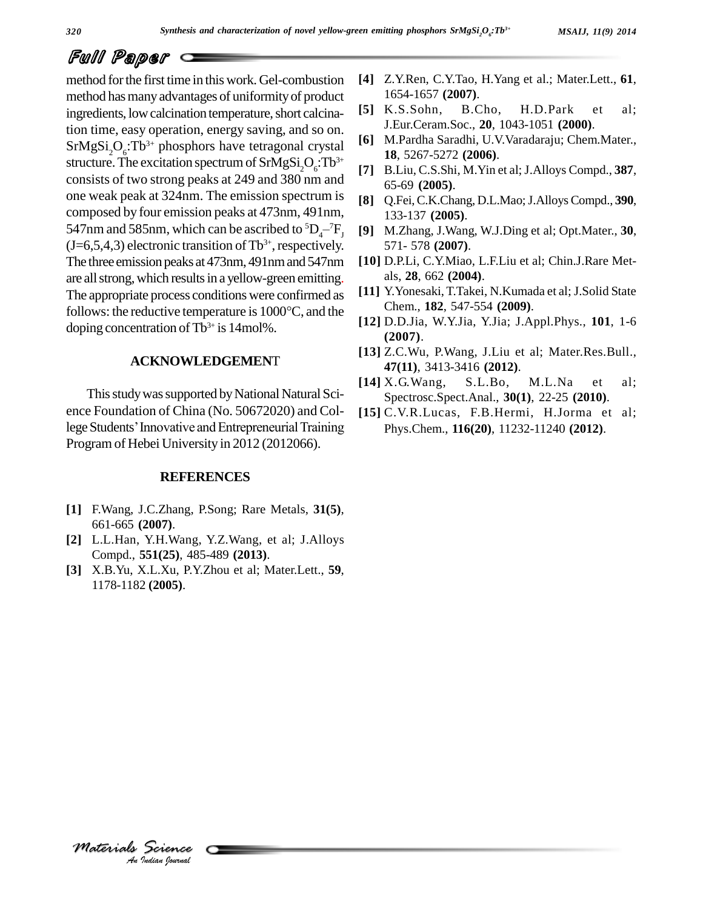method for the first time in this work. Gel-combustion method has many advantages of uniformity of product ingredients, low calcination temperature, short calcination time, easy operation, energy saving, and so on. $SrMgSi_2O_6$:$Tb^{3+}$ phosphors have tetragonal crystal structure. The excitation spectrum of $SrMgSi_2O_6$:$Tb^{3+}$ consists of two strong peaks at 249 and 380 nm and one weak peak at 324nm. The emission spectrum is composed by four emission peaks at 473nm, 491nm, 547nm and 585nm, which can be ascribed to $^5D_4$–$^7F_J$ (J=6,5,4,3) electronic transition of $Tb^{3+}$, respectively. The three emission peaks at 473nm, 491nm and 547nm are all strong, which results in a yellow-green emitting. The appropriate process conditions were confirmed as follows: the reductive temperature is 1000°C, and the doping concentration of $Tb^{3+}$ is 14mol%.

## ACKNOWLEDGEMENT

This study was supported by National Natural Science Foundation of China (No. 50672020) and College Students' Innovative and Entrepreneurial Training Program of Hebei University in 2012 (2012066).

## REFERENCES

**[1]** F.Wang, J.C.Zhang, P.Song; Rare Metals, **31(5)**, 661-665 **(2007)**.

**[2]** L.L.Han, Y.H.Wang, Y.Z.Wang, et al; J.Alloys Compd., **551(25)**, 485-489 **(2013)**.

**[3]** X.B.Yu, X.L.Xu, P.Y.Zhou et al; Mater.Lett., **59**, 1178-1182 **(2005)**.

**[4]** Z.Y.Ren, C.Y.Tao, H.Yang et al.; Mater.Lett., **61**, 1654-1657 **(2007)**.

**[5]** K.S.Sohn, B.Cho, H.D.Park et al; J.Eur.Ceram.Soc., **20**, 1043-1051 **(2000)**.

**[6]** M.Pardha Saradhi, U.V.Varadaraju; Chem.Mater., **18**, 5267-5272 **(2006)**.

**[7]** B.Liu, C.S.Shi, M.Yin et al; J.Alloys Compd., **387**, 65-69 **(2005)**.

**[8]** Q.Fei, C.K.Chang, D.L.Mao; J.Alloys Compd., **390**, 133-137 **(2005)**.

**[9]** M.Zhang, J.Wang, W.J.Ding et al; Opt.Mater., **30**, 571- 578 **(2007)**.

**[10]** D.P.Li, C.Y.Miao, L.F.Liu et al; Chin.J.Rare Metals, **28**, 662 **(2004)**.

**[11]** Y.Yonesaki, T.Takei, N.Kumada et al; J.Solid State Chem., **182**, 547-554 **(2009)**.

**[12]** D.D.Jia, W.Y.Jia, Y.Jia; J.Appl.Phys., **101**, 1-6 **(2007)**.

**[13]** Z.C.Wu, P.Wang, J.Liu et al; Mater.Res.Bull., **47(11)**, 3413-3416 **(2012)**.

**[14]** X.G.Wang, S.L.Bo, M.L.Na et al; Spectrosc.Spect.Anal., **30(1)**, 22-25 **(2010)**.

**[15]** C.V.R.Lucas, F.B.Hermi, H.Jorma et al; Phys.Chem., **116(20)**, 11232-11240 **(2012)**.